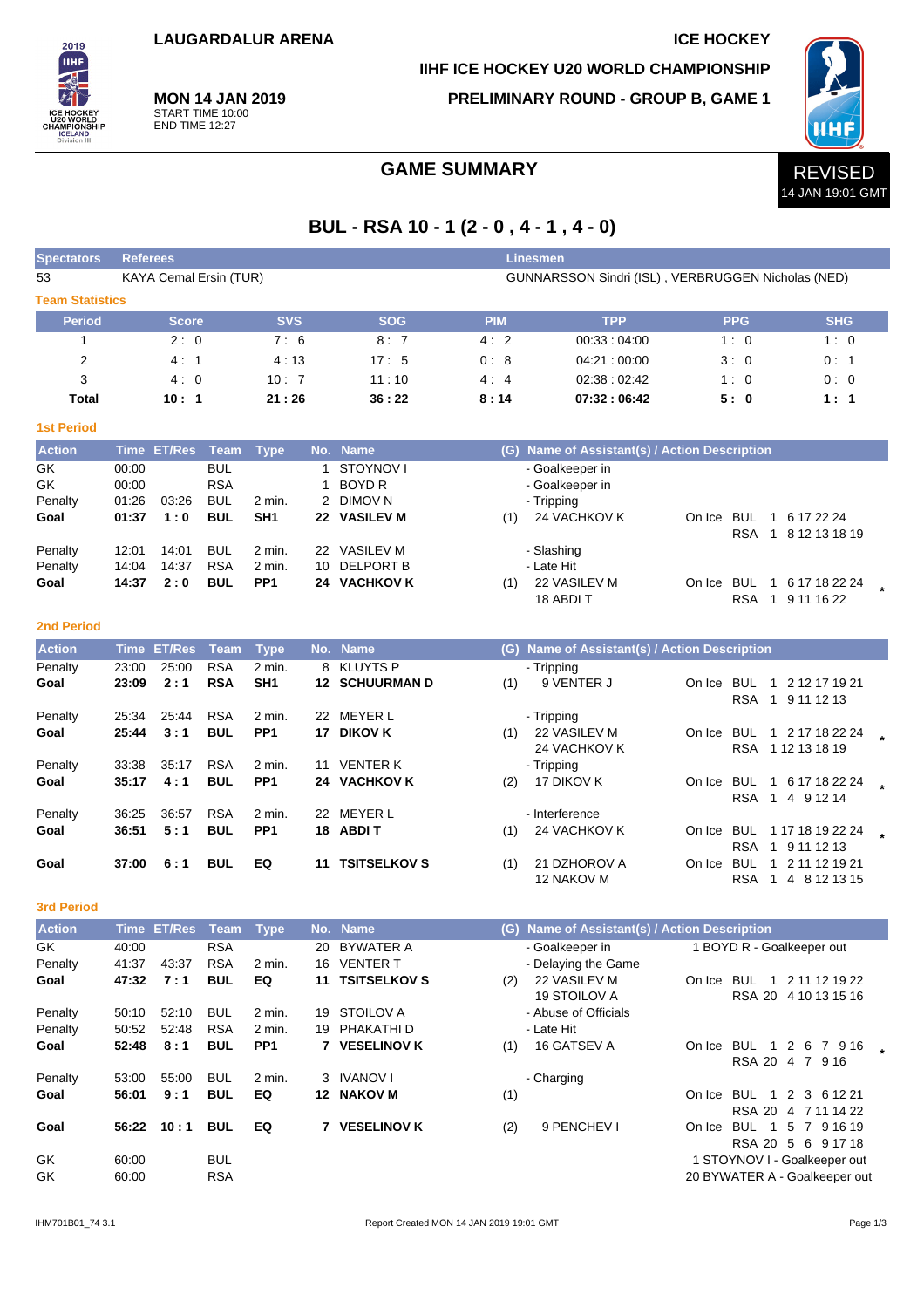LAUGARDALUR ARENA

ICE HOCKEY

IIHF ICE HOCKEY U20 WORLD CHAMPIONSHIP

**MON 14 JAN 2019**
START TIME 10:00
END TIME 12:27

PRELIMINARY ROUND - GROUP B, GAME 1

# GAME SUMMARY

REVISED
14 JAN 19:01 GMT

## BUL - RSA 10 - 1 (2 - 0 , 4 - 1 , 4 - 0)

| Spectators | Referees | Linesmen |
|---|---|---|
| 53 | KAYA Cemal Ersin (TUR) | GUNNARSSON Sindri (ISL) , VERBRUGGEN Nicholas (NED) |

### Team Statistics

| Period | Score | SVS | SOG | PIM | TPP | PPG | SHG |
|---|---|---|---|---|---|---|---|
| 1 | 2 : 0 | 7 : 6 | 8 : 7 | 4 : 2 | 00:33 : 04:00 | 1 : 0 | 1 : 0 |
| 2 | 4 : 1 | 4 : 13 | 17 : 5 | 0 : 8 | 04:21 : 00:00 | 3 : 0 | 0 : 1 |
| 3 | 4 : 0 | 10 : 7 | 11 : 10 | 4 : 4 | 02:38 : 02:42 | 1 : 0 | 0 : 0 |
| **Total** | **10 : 1** | **21 : 26** | **36 : 22** | **8 : 14** | **07:32 : 06:42** | **5 : 0** | **1 : 1** |

### 1st Period

| Action | Time | ET/Res | Team | Type | No. | Name | (G) | Name of Assistant(s) / Action Description | On Ice | |
|---|---|---|---|---|---|---|---|---|---|---|
| GK | 00:00 | | BUL | | 1 | STOYNOV I | | - Goalkeeper in | | |
| GK | 00:00 | | RSA | | 1 | BOYD R | | - Goalkeeper in | | |
| Penalty | 01:26 | 03:26 | BUL | 2 min. | 2 | DIMOV N | | - Tripping | | |
| **Goal** | **01:37** | **1 : 0** | **BUL** | **SH1** | **22** | **VASILEV M** | (1) | 24 VACHKOV K | On Ice BUL 1 6 17 22 24 / RSA 1 8 12 13 18 19 | |
| Penalty | 12:01 | 14:01 | BUL | 2 min. | 22 | VASILEV M | | - Slashing | | |
| Penalty | 14:04 | 14:37 | RSA | 2 min. | 10 | DELPORT B | | - Late Hit | | |
| **Goal** | **14:37** | **2 : 0** | **BUL** | **PP1** | **24** | **VACHKOV K** | (1) | 22 VASILEV M, 18 ABDI T | On Ice BUL 1 6 17 18 22 24 / RSA 1 9 11 16 22 | * |

### 2nd Period

| Action | Time | ET/Res | Team | Type | No. | Name | (G) | Name of Assistant(s) / Action Description | On Ice | |
|---|---|---|---|---|---|---|---|---|---|---|
| Penalty | 23:00 | 25:00 | RSA | 2 min. | 8 | KLUYTS P | | - Tripping | | |
| **Goal** | **23:09** | **2 : 1** | **RSA** | **SH1** | **12** | **SCHUURMAN D** | (1) | 9 VENTER J | On Ice BUL 1 2 12 17 19 21 / RSA 1 9 11 12 13 | |
| Penalty | 25:34 | 25:44 | RSA | 2 min. | 22 | MEYER L | | - Tripping | | |
| **Goal** | **25:44** | **3 : 1** | **BUL** | **PP1** | **17** | **DIKOV K** | (1) | 22 VASILEV M, 24 VACHKOV K | On Ice BUL 1 2 17 18 22 24 / RSA 1 12 13 18 19 | * |
| Penalty | 33:38 | 35:17 | RSA | 2 min. | 11 | VENTER K | | - Tripping | | |
| **Goal** | **35:17** | **4 : 1** | **BUL** | **PP1** | **24** | **VACHKOV K** | (2) | 17 DIKOV K | On Ice BUL 1 6 17 18 22 24 / RSA 1 4 9 12 14 | * |
| Penalty | 36:25 | 36:57 | RSA | 2 min. | 22 | MEYER L | | - Interference | | |
| **Goal** | **36:51** | **5 : 1** | **BUL** | **PP1** | **18** | **ABDI T** | (1) | 24 VACHKOV K | On Ice BUL 1 17 18 19 22 24 / RSA 1 9 11 12 13 | * |
| **Goal** | **37:00** | **6 : 1** | **BUL** | **EQ** | **11** | **TSITSELKOV S** | (1) | 21 DZHOROV A, 12 NAKOV M | On Ice BUL 1 2 11 12 19 21 / RSA 1 4 8 12 13 15 | |

### 3rd Period

| Action | Time | ET/Res | Team | Type | No. | Name | (G) | Name of Assistant(s) / Action Description | On Ice | |
|---|---|---|---|---|---|---|---|---|---|---|
| GK | 40:00 | | RSA | | 20 | BYWATER A | | - Goalkeeper in | 1 BOYD R - Goalkeeper out | |
| Penalty | 41:37 | 43:37 | RSA | 2 min. | 16 | VENTER T | | - Delaying the Game | | |
| **Goal** | **47:32** | **7 : 1** | **BUL** | **EQ** | **11** | **TSITSELKOV S** | (2) | 22 VASILEV M, 19 STOILOV A | On Ice BUL 1 2 11 12 19 22 / RSA 20 4 10 13 15 16 | |
| Penalty | 50:10 | 52:10 | BUL | 2 min. | 19 | STOILOV A | | - Abuse of Officials | | |
| Penalty | 50:52 | 52:48 | RSA | 2 min. | 19 | PHAKATHI D | | - Late Hit | | |
| **Goal** | **52:48** | **8 : 1** | **BUL** | **PP1** | **7** | **VESELINOV K** | (1) | 16 GATSEV A | On Ice BUL 1 2 6 7 9 16 / RSA 20 4 7 9 16 | * |
| Penalty | 53:00 | 55:00 | BUL | 2 min. | 3 | IVANOV I | | - Charging | | |
| **Goal** | **56:01** | **9 : 1** | **BUL** | **EQ** | **12** | **NAKOV M** | (1) | | On Ice BUL 1 2 3 6 12 21 / RSA 20 4 7 11 14 22 | |
| **Goal** | **56:22** | **10 : 1** | **BUL** | **EQ** | **7** | **VESELINOV K** | (2) | 9 PENCHEV I | On Ice BUL 1 5 7 9 16 19 / RSA 20 5 6 9 17 18 | |
| GK | 60:00 | | BUL | | | | | | 1 STOYNOV I - Goalkeeper out | |
| GK | 60:00 | | RSA | | | | | | 20 BYWATER A - Goalkeeper out | |

IHM701B01_74 3.1 Report Created MON 14 JAN 2019 19:01 GMT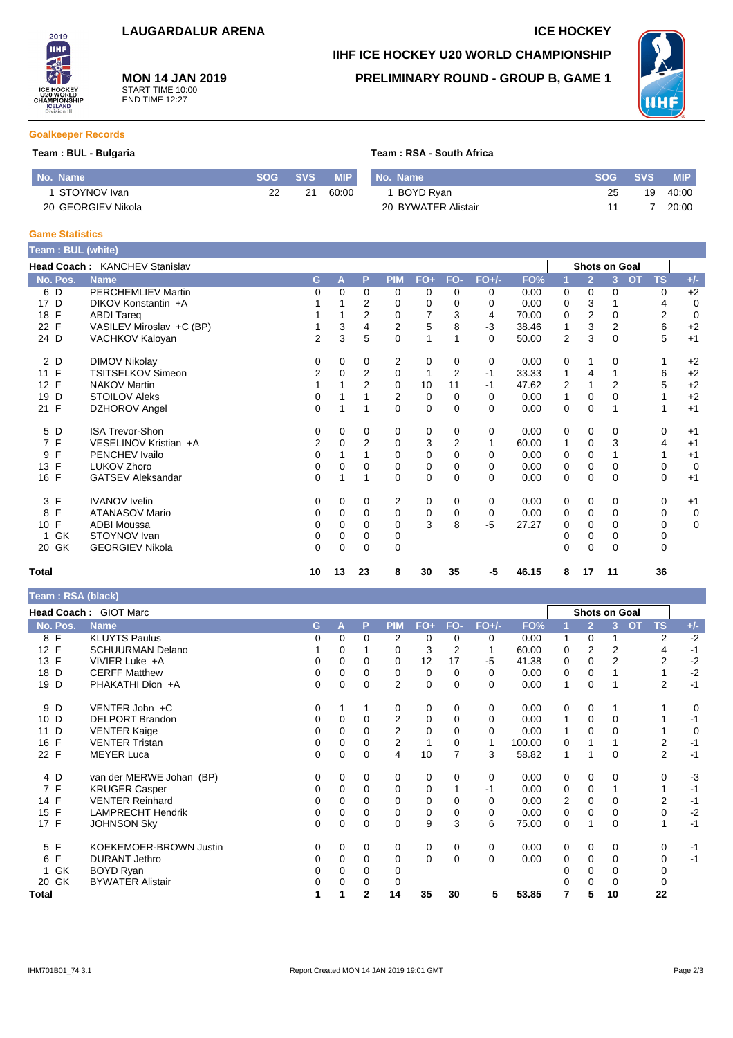# LAUGARDALUR ARENA

# ICE HOCKEY

## IIHF ICE HOCKEY U20 WORLD CHAMPIONSHIP

## PRELIMINARY ROUND - GROUP B, GAME 1

**MON 14 JAN 2019**
START TIME 10:00
END TIME 12:27

### Goalkeeper Records

**Team : BUL - Bulgaria**

| No. | Name | SOG | SVS | MIP |
|---|---|---|---|---|
| 1 | STOYNOV Ivan | 22 | 21 | 60:00 |
| 20 | GEORGIEV Nikola | | | |

**Team : RSA - South Africa**

| No. | Name | SOG | SVS | MIP |
|---|---|---|---|---|
| 1 | BOYD Ryan | 25 | 19 | 40:00 |
| 20 | BYWATER Alistair | 11 | 7 | 20:00 |

### Game Statistics

**Team : BUL (white)**

**Head Coach :** KANCHEV Stanislav

| No. | Pos. | Name | G | A | P | PIM | FO+ | FO- | FO+/- | FO% | Shots on Goal 1 | 2 | 3 | OT | TS | +/- |
|---|---|---|---|---|---|---|---|---|---|---|---|---|---|---|---|---|
| 6 | D | PERCHEMLIEV Martin | 0 | 0 | 0 | 0 | 0 | 0 | 0 | 0.00 | 0 | 0 | 0 | | 0 | +2 |
| 17 | D | DIKOV Konstantin +A | 1 | 1 | 2 | 0 | 0 | 0 | 0 | 0.00 | 0 | 3 | 1 | | 4 | 0 |
| 18 | F | ABDI Tareq | 1 | 1 | 2 | 0 | 7 | 3 | 4 | 70.00 | 0 | 2 | 0 | | 2 | 0 |
| 22 | F | VASILEV Miroslav +C (BP) | 1 | 3 | 4 | 2 | 5 | 8 | -3 | 38.46 | 1 | 3 | 2 | | 6 | +2 |
| 24 | D | VACHKOV Kaloyan | 2 | 3 | 5 | 0 | 1 | 1 | 0 | 50.00 | 2 | 3 | 0 | | 5 | +1 |
| 2 | D | DIMOV Nikolay | 0 | 0 | 0 | 2 | 0 | 0 | 0 | 0.00 | 0 | 1 | 0 | | 1 | +2 |
| 11 | F | TSITSELKOV Simeon | 2 | 0 | 2 | 0 | 1 | 2 | -1 | 33.33 | 1 | 4 | 1 | | 6 | +2 |
| 12 | F | NAKOV Martin | 1 | 1 | 2 | 0 | 10 | 11 | -1 | 47.62 | 2 | 1 | 2 | | 5 | +2 |
| 19 | D | STOILOV Aleks | 0 | 1 | 1 | 2 | 0 | 0 | 0 | 0.00 | 1 | 0 | 0 | | 1 | +2 |
| 21 | F | DZHOROV Angel | 0 | 1 | 1 | 0 | 0 | 0 | 0 | 0.00 | 0 | 0 | 1 | | 1 | +1 |
| 5 | D | ISA Trevor-Shon | 0 | 0 | 0 | 0 | 0 | 0 | 0 | 0.00 | 0 | 0 | 0 | | 0 | +1 |
| 7 | F | VESELINOV Kristian +A | 2 | 0 | 2 | 0 | 3 | 2 | 1 | 60.00 | 1 | 0 | 3 | | 4 | +1 |
| 9 | F | PENCHEV Ivailo | 0 | 1 | 1 | 0 | 0 | 0 | 0 | 0.00 | 0 | 0 | 1 | | 1 | +1 |
| 13 | F | LUKOV Zhoro | 0 | 0 | 0 | 0 | 0 | 0 | 0 | 0.00 | 0 | 0 | 0 | | 0 | 0 |
| 16 | F | GATSEV Aleksandar | 0 | 1 | 1 | 0 | 0 | 0 | 0 | 0.00 | 0 | 0 | 0 | | 0 | +1 |
| 3 | F | IVANOV Ivelin | 0 | 0 | 0 | 2 | 0 | 0 | 0 | 0.00 | 0 | 0 | 0 | | 0 | +1 |
| 8 | F | ATANASOV Mario | 0 | 0 | 0 | 0 | 0 | 0 | 0 | 0.00 | 0 | 0 | 0 | | 0 | 0 |
| 10 | F | ADBI Moussa | 0 | 0 | 0 | 0 | 3 | 8 | -5 | 27.27 | 0 | 0 | 0 | | 0 | 0 |
| 1 | GK | STOYNOV Ivan | 0 | 0 | 0 | 0 | | | | | 0 | 0 | 0 | | 0 | |
| 20 | GK | GEORGIEV Nikola | 0 | 0 | 0 | 0 | | | | | 0 | 0 | 0 | | 0 | |
| **Total** | | | **10** | **13** | **23** | **8** | **30** | **35** | **-5** | **46.15** | **8** | **17** | **11** | | **36** | |

**Team : RSA (black)**

**Head Coach :** GIOT Marc

| No. | Pos. | Name | G | A | P | PIM | FO+ | FO- | FO+/- | FO% | Shots on Goal 1 | 2 | 3 | OT | TS | +/- |
|---|---|---|---|---|---|---|---|---|---|---|---|---|---|---|---|---|
| 8 | F | KLUYTS Paulus | 0 | 0 | 0 | 2 | 0 | 0 | 0 | 0.00 | 1 | 0 | 1 | | 2 | -2 |
| 12 | F | SCHUURMAN Delano | 1 | 0 | 1 | 0 | 3 | 2 | 1 | 60.00 | 0 | 2 | 2 | | 4 | -1 |
| 13 | F | VIVIER Luke +A | 0 | 0 | 0 | 0 | 12 | 17 | -5 | 41.38 | 0 | 0 | 2 | | 2 | -2 |
| 18 | D | CERFF Matthew | 0 | 0 | 0 | 0 | 0 | 0 | 0 | 0.00 | 0 | 0 | 1 | | 1 | -2 |
| 19 | D | PHAKATHI Dion +A | 0 | 0 | 0 | 2 | 0 | 0 | 0 | 0.00 | 1 | 0 | 1 | | 2 | -1 |
| 9 | D | VENTER John +C | 0 | 1 | 1 | 0 | 0 | 0 | 0 | 0.00 | 0 | 0 | 1 | | 1 | 0 |
| 10 | D | DELPORT Brandon | 0 | 0 | 0 | 2 | 0 | 0 | 0 | 0.00 | 1 | 0 | 0 | | 1 | -1 |
| 11 | D | VENTER Kaige | 0 | 0 | 0 | 2 | 0 | 0 | 0 | 0.00 | 1 | 0 | 0 | | 1 | 0 |
| 16 | F | VENTER Tristan | 0 | 0 | 0 | 2 | 1 | 0 | 1 | 100.00 | 0 | 1 | 1 | | 2 | -1 |
| 22 | F | MEYER Luca | 0 | 0 | 0 | 4 | 10 | 7 | 3 | 58.82 | 1 | 1 | 0 | | 2 | -1 |
| 4 | D | van der MERWE Johan (BP) | 0 | 0 | 0 | 0 | 0 | 0 | 0 | 0.00 | 0 | 0 | 0 | | 0 | -3 |
| 7 | F | KRUGER Casper | 0 | 0 | 0 | 0 | 0 | 1 | -1 | 0.00 | 0 | 0 | 1 | | 1 | -1 |
| 14 | F | VENTER Reinhard | 0 | 0 | 0 | 0 | 0 | 0 | 0 | 0.00 | 2 | 0 | 0 | | 2 | -1 |
| 15 | F | LAMPRECHT Hendrik | 0 | 0 | 0 | 0 | 0 | 0 | 0 | 0.00 | 0 | 0 | 0 | | 0 | -2 |
| 17 | F | JOHNSON Sky | 0 | 0 | 0 | 0 | 9 | 3 | 6 | 75.00 | 0 | 1 | 0 | | 1 | -1 |
| 5 | F | KOEKEMOER-BROWN Justin | 0 | 0 | 0 | 0 | 0 | 0 | 0 | 0.00 | 0 | 0 | 0 | | 0 | -1 |
| 6 | F | DURANT Jethro | 0 | 0 | 0 | 0 | 0 | 0 | 0 | 0.00 | 0 | 0 | 0 | | 0 | -1 |
| 1 | GK | BOYD Ryan | 0 | 0 | 0 | 0 | | | | | 0 | 0 | 0 | | 0 | |
| 20 | GK | BYWATER Alistair | 0 | 0 | 0 | 0 | | | | | 0 | 0 | 0 | | 0 | |
| **Total** | | | **1** | **1** | **2** | **14** | **35** | **30** | **5** | **53.85** | **7** | **5** | **10** | | **22** | |

IHM701B01_74 3.1 Report Created MON 14 JAN 2019 19:01 GMT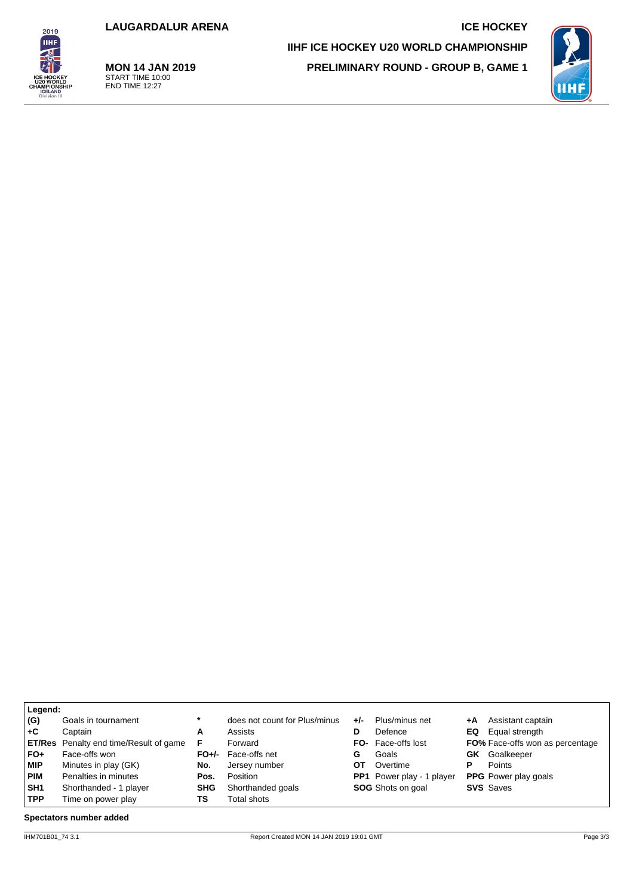# LAUGARDALUR ARENA

**ICE HOCKEY**

**IIHF ICE HOCKEY U20 WORLD CHAMPIONSHIP**

**PRELIMINARY ROUND - GROUP B, GAME 1**

**MON 14 JAN 2019**
START TIME 10:00
END TIME 12:27

**Legend:**

| | | | | | | | |
|---|---|---|---|---|---|---|---|
| **(G)** | Goals in tournament | * | does not count for Plus/minus | **+/-** | Plus/minus net | **+A** | Assistant captain |
| **+C** | Captain | **A** | Assists | **D** | Defence | **EQ** | Equal strength |
| **ET/Res** | Penalty end time/Result of game | **F** | Forward | **FO-** | Face-offs lost | **FO%** | Face-offs won as percentage |
| **FO+** | Face-offs won | **FO+/-** | Face-offs net | **G** | Goals | **GK** | Goalkeeper |
| **MIP** | Minutes in play (GK) | **No.** | Jersey number | **OT** | Overtime | **P** | Points |
| **PIM** | Penalties in minutes | **Pos.** | Position | **PP1** | Power play - 1 player | **PPG** | Power play goals |
| **SH1** | Shorthanded - 1 player | **SHG** | Shorthanded goals | **SOG** | Shots on goal | **SVS** | Saves |
| **TPP** | Time on power play | **TS** | Total shots | | | | |

**Spectators number added**

IHM701B01_74 3.1 Report Created MON 14 JAN 2019 19:01 GMT